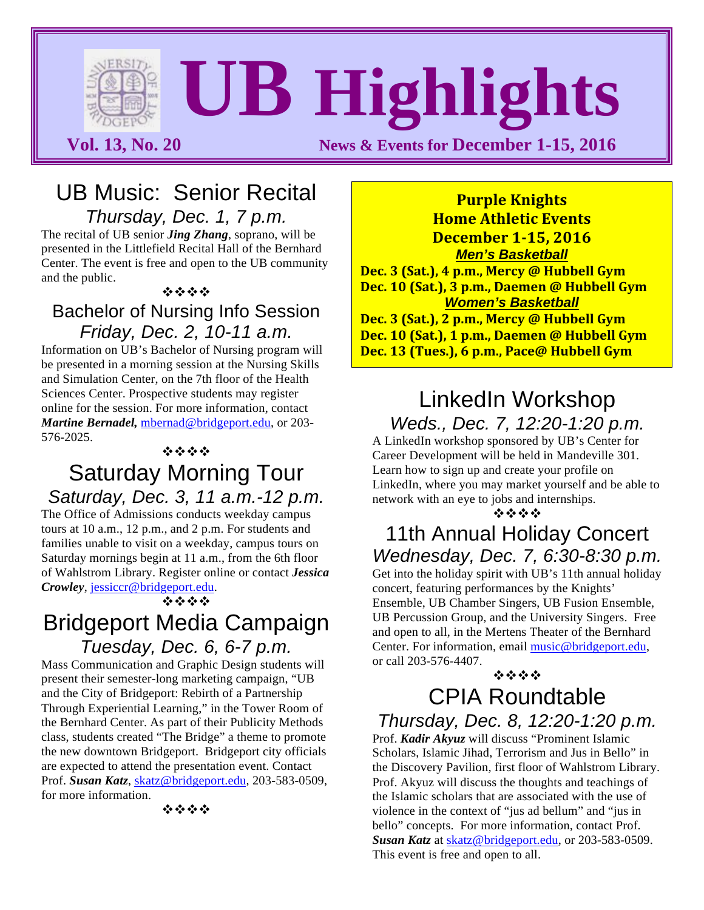# UB Highlights

**Vol. 13, No. 20** News & Events for **December 1-15, 2016**

## UB Music: Senior Recital

*Thursday, Dec. 1, 7 p.m.*

The recital of UB senior ***Jing Zhang***, soprano, will be presented in the Littlefield Recital Hall of the Bernhard Center. The event is free and open to the UB community and the public.

❖❖❖❖

## Bachelor of Nursing Info Session

*Friday, Dec. 2, 10-11 a.m.*

Information on UB's Bachelor of Nursing program will be presented in a morning session at the Nursing Skills and Simulation Center, on the 7th floor of the Health Sciences Center. Prospective students may register online for the session. For more information, contact ***Martine Bernadel,*** mbernad@bridgeport.edu, or 203-576-2025.

❖❖❖❖

## Saturday Morning Tour

*Saturday, Dec. 3, 11 a.m.-12 p.m.*

The Office of Admissions conducts weekday campus tours at 10 a.m., 12 p.m., and 2 p.m. For students and families unable to visit on a weekday, campus tours on Saturday mornings begin at 11 a.m., from the 6th floor of Wahlstrom Library. Register online or contact ***Jessica Crowley***, jessiccr@bridgeport.edu.

❖❖❖❖

## Bridgeport Media Campaign

*Tuesday, Dec. 6, 6-7 p.m.*

Mass Communication and Graphic Design students will present their semester-long marketing campaign, "UB and the City of Bridgeport: Rebirth of a Partnership Through Experiential Learning," in the Tower Room of the Bernhard Center. As part of their Publicity Methods class, students created "The Bridge" a theme to promote the new downtown Bridgeport. Bridgeport city officials are expected to attend the presentation event. Contact Prof. ***Susan Katz***, skatz@bridgeport.edu, 203-583-0509, for more information.

❖❖❖❖

## Purple Knights Home Athletic Events December 1-15, 2016

***Men's Basketball***

**Dec. 3 (Sat.), 4 p.m., Mercy @ Hubbell Gym**
**Dec. 10 (Sat.), 3 p.m., Daemen @ Hubbell Gym**

***Women's Basketball***

**Dec. 3 (Sat.), 2 p.m., Mercy @ Hubbell Gym**
**Dec. 10 (Sat.), 1 p.m., Daemen @ Hubbell Gym**
**Dec. 13 (Tues.), 6 p.m., Pace@ Hubbell Gym**

## LinkedIn Workshop

*Weds., Dec. 7, 12:20-1:20 p.m.*

A LinkedIn workshop sponsored by UB's Center for Career Development will be held in Mandeville 301. Learn how to sign up and create your profile on LinkedIn, where you may market yourself and be able to network with an eye to jobs and internships.

❖❖❖❖

## 11th Annual Holiday Concert

*Wednesday, Dec. 7, 6:30-8:30 p.m.*

Get into the holiday spirit with UB's 11th annual holiday concert, featuring performances by the Knights' Ensemble, UB Chamber Singers, UB Fusion Ensemble, UB Percussion Group, and the University Singers. Free and open to all, in the Mertens Theater of the Bernhard Center. For information, email music@bridgeport.edu, or call 203-576-4407.

❖❖❖❖

## CPIA Roundtable

*Thursday, Dec. 8, 12:20-1:20 p.m.*

Prof. ***Kadir Akyuz*** will discuss "Prominent Islamic Scholars, Islamic Jihad, Terrorism and Jus in Bello" in the Discovery Pavilion, first floor of Wahlstrom Library. Prof. Akyuz will discuss the thoughts and teachings of the Islamic scholars that are associated with the use of violence in the context of "jus ad bellum" and "jus in bello" concepts. For more information, contact Prof. ***Susan Katz*** at skatz@bridgeport.edu, or 203-583-0509. This event is free and open to all.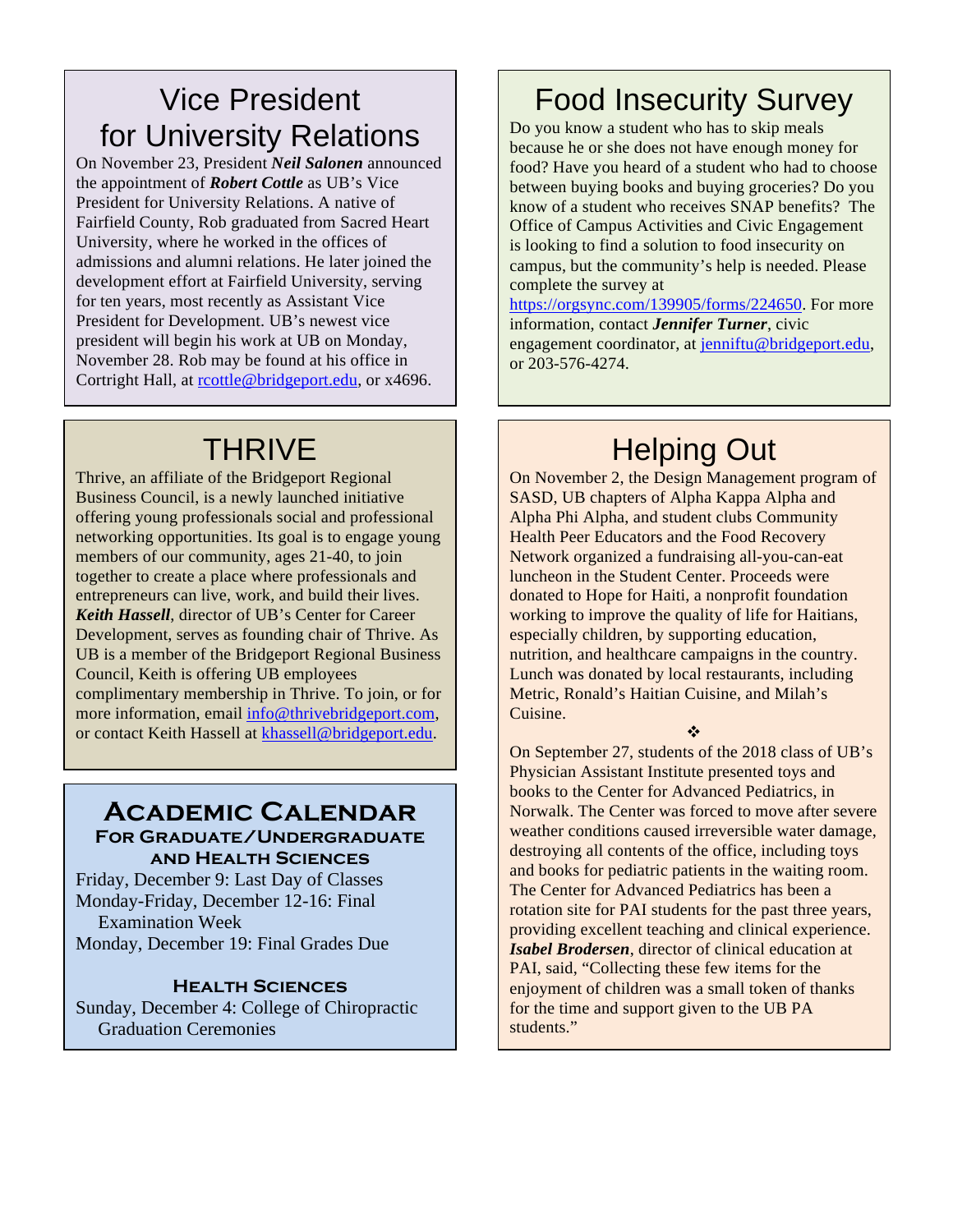## Vice President for University Relations

On November 23, President ***Neil Salonen*** announced the appointment of ***Robert Cottle*** as UB's Vice President for University Relations. A native of Fairfield County, Rob graduated from Sacred Heart University, where he worked in the offices of admissions and alumni relations. He later joined the development effort at Fairfield University, serving for ten years, most recently as Assistant Vice President for Development. UB's newest vice president will begin his work at UB on Monday, November 28. Rob may be found at his office in Cortright Hall, at rcottle@bridgeport.edu, or x4696.

## THRIVE

Thrive, an affiliate of the Bridgeport Regional Business Council, is a newly launched initiative offering young professionals social and professional networking opportunities. Its goal is to engage young members of our community, ages 21-40, to join together to create a place where professionals and entrepreneurs can live, work, and build their lives. ***Keith Hassell***, director of UB's Center for Career Development, serves as founding chair of Thrive. As UB is a member of the Bridgeport Regional Business Council, Keith is offering UB employees complimentary membership in Thrive. To join, or for more information, email info@thrivebridgeport.com, or contact Keith Hassell at khassell@bridgeport.edu.

## Academic Calendar

### For Graduate/Undergraduate and Health Sciences

Friday, December 9: Last Day of Classes
Monday-Friday, December 12-16: Final Examination Week
Monday, December 19: Final Grades Due

### Health Sciences

Sunday, December 4: College of Chiropractic Graduation Ceremonies

## Food Insecurity Survey

Do you know a student who has to skip meals because he or she does not have enough money for food? Have you heard of a student who had to choose between buying books and buying groceries? Do you know of a student who receives SNAP benefits? The Office of Campus Activities and Civic Engagement is looking to find a solution to food insecurity on campus, but the community's help is needed. Please complete the survey at https://orgsync.com/139905/forms/224650. For more information, contact ***Jennifer Turner***, civic engagement coordinator, at jenniftu@bridgeport.edu, or 203-576-4274.

## Helping Out

On November 2, the Design Management program of SASD, UB chapters of Alpha Kappa Alpha and Alpha Phi Alpha, and student clubs Community Health Peer Educators and the Food Recovery Network organized a fundraising all-you-can-eat luncheon in the Student Center. Proceeds were donated to Hope for Haiti, a nonprofit foundation working to improve the quality of life for Haitians, especially children, by supporting education, nutrition, and healthcare campaigns in the country. Lunch was donated by local restaurants, including Metric, Ronald's Haitian Cuisine, and Milah's Cuisine.

❖

On September 27, students of the 2018 class of UB's Physician Assistant Institute presented toys and books to the Center for Advanced Pediatrics, in Norwalk. The Center was forced to move after severe weather conditions caused irreversible water damage, destroying all contents of the office, including toys and books for pediatric patients in the waiting room. The Center for Advanced Pediatrics has been a rotation site for PAI students for the past three years, providing excellent teaching and clinical experience. ***Isabel Brodersen***, director of clinical education at PAI, said, "Collecting these few items for the enjoyment of children was a small token of thanks for the time and support given to the UB PA students."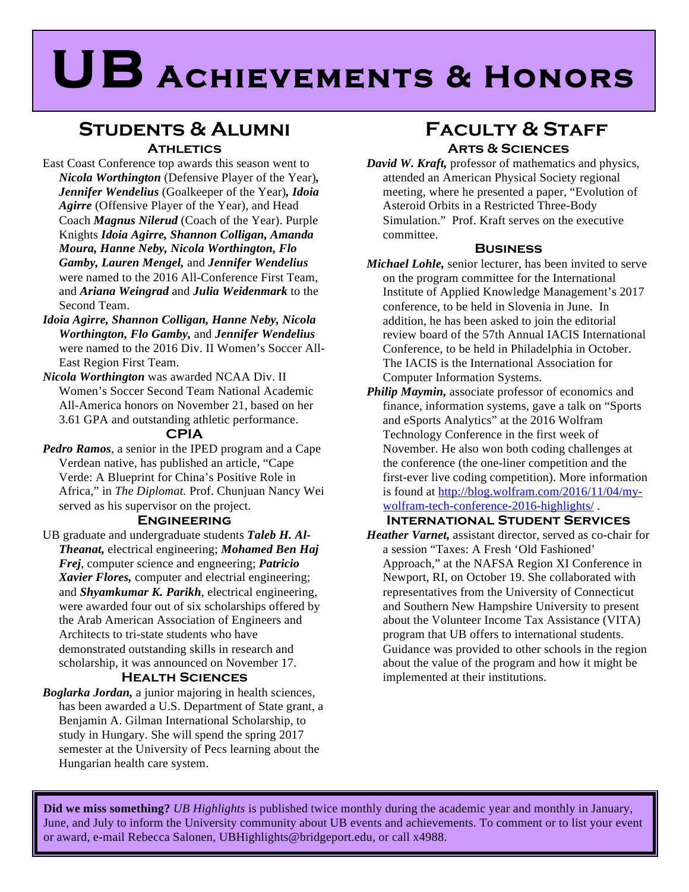# UB Achievements & Honors

## Students & Alumni

### Athletics

East Coast Conference top awards this season went to ***Nicola Worthington*** (Defensive Player of the Year)***, Jennifer Wendelius*** (Goalkeeper of the Year)***, Idoia Agirre*** (Offensive Player of the Year), and Head Coach ***Magnus Nilerud*** (Coach of the Year). Purple Knights ***Idoia Agirre, Shannon Colligan, Amanda Moura, Hanne Neby, Nicola Worthington, Flo Gamby, Lauren Mengel,*** and ***Jennifer Wendelius*** were named to the 2016 All-Conference First Team, and ***Ariana Weingrad*** and ***Julia Weidenmark*** to the Second Team.

***Idoia Agirre, Shannon Colligan, Hanne Neby, Nicola Worthington, Flo Gamby,*** and ***Jennifer Wendelius*** were named to the 2016 Div. II Women's Soccer All-East Region First Team.

***Nicola Worthington*** was awarded NCAA Div. II Women's Soccer Second Team National Academic All-America honors on November 21, based on her 3.61 GPA and outstanding athletic performance.

### CPIA

***Pedro Ramos***, a senior in the IPED program and a Cape Verdean native, has published an article, "Cape Verde: A Blueprint for China's Positive Role in Africa," in *The Diplomat.* Prof. Chunjuan Nancy Wei served as his supervisor on the project.

### Engineering

UB graduate and undergraduate students ***Taleb H. Al-Theanat,*** electrical engineering; ***Mohamed Ben Haj Frej***, computer science and engneering; ***Patricio Xavier Flores,*** computer and electrial engineering; and ***Shyamkumar K. Parikh***, electrical engineering, were awarded four out of six scholarships offered by the Arab American Association of Engineers and Architects to tri-state students who have demonstrated outstanding skills in research and scholarship, it was announced on November 17.

### Health Sciences

***Boglarka Jordan,*** a junior majoring in health sciences, has been awarded a U.S. Department of State grant, a Benjamin A. Gilman International Scholarship, to study in Hungary. She will spend the spring 2017 semester at the University of Pecs learning about the Hungarian health care system.

## Faculty & Staff

### Arts & Sciences

***David W. Kraft,*** professor of mathematics and physics, attended an American Physical Society regional meeting, where he presented a paper, "Evolution of Asteroid Orbits in a Restricted Three-Body Simulation." Prof. Kraft serves on the executive committee.

### Business

***Michael Lohle,*** senior lecturer, has been invited to serve on the program committee for the International Institute of Applied Knowledge Management's 2017 conference, to be held in Slovenia in June. In addition, he has been asked to join the editorial review board of the 57th Annual IACIS International Conference, to be held in Philadelphia in October. The IACIS is the International Association for Computer Information Systems.

***Philip Maymin,*** associate professor of economics and finance, information systems, gave a talk on "Sports and eSports Analytics" at the 2016 Wolfram Technology Conference in the first week of November. He also won both coding challenges at the conference (the one-liner competition and the first-ever live coding competition). More information is found at http://blog.wolfram.com/2016/11/04/my-wolfram-tech-conference-2016-highlights/ .

### International Student Services

***Heather Varnet,*** assistant director, served as co-chair for a session "Taxes: A Fresh 'Old Fashioned' Approach," at the NAFSA Region XI Conference in Newport, RI, on October 19. She collaborated with representatives from the University of Connecticut and Southern New Hampshire University to present about the Volunteer Income Tax Assistance (VITA) program that UB offers to international students. Guidance was provided to other schools in the region about the value of the program and how it might be implemented at their institutions.

**Did we miss something?** *UB Highlights* is published twice monthly during the academic year and monthly in January, June, and July to inform the University community about UB events and achievements. To comment or to list your event or award, e-mail Rebecca Salonen, UBHighlights@bridgeport.edu, or call x4988.